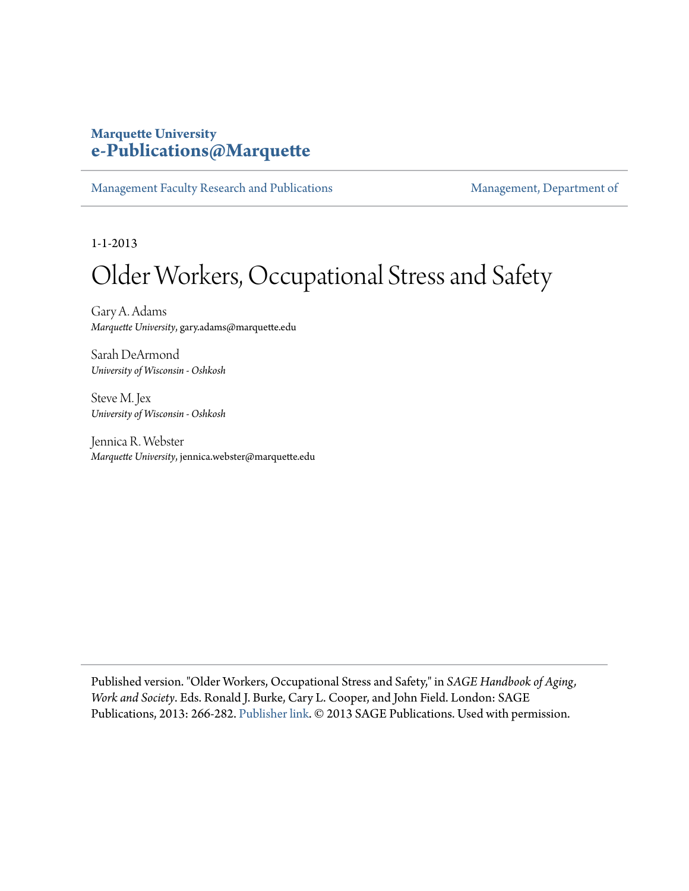**Marquette University**
**e-Publications@Marquette**

Management Faculty Research and Publications | Management, Department of

1-1-2013

# Older Workers, Occupational Stress and Safety

Gary A. Adams
*Marquette University*, gary.adams@marquette.edu

Sarah DeArmond
*University of Wisconsin - Oshkosh*

Steve M. Jex
*University of Wisconsin - Oshkosh*

Jennica R. Webster
*Marquette University*, jennica.webster@marquette.edu

Published version. "Older Workers, Occupational Stress and Safety," in *SAGE Handbook of Aging, Work and Society*. Eds. Ronald J. Burke, Cary L. Cooper, and John Field. London: SAGE Publications, 2013: 266-282. Publisher link. © 2013 SAGE Publications. Used with permission.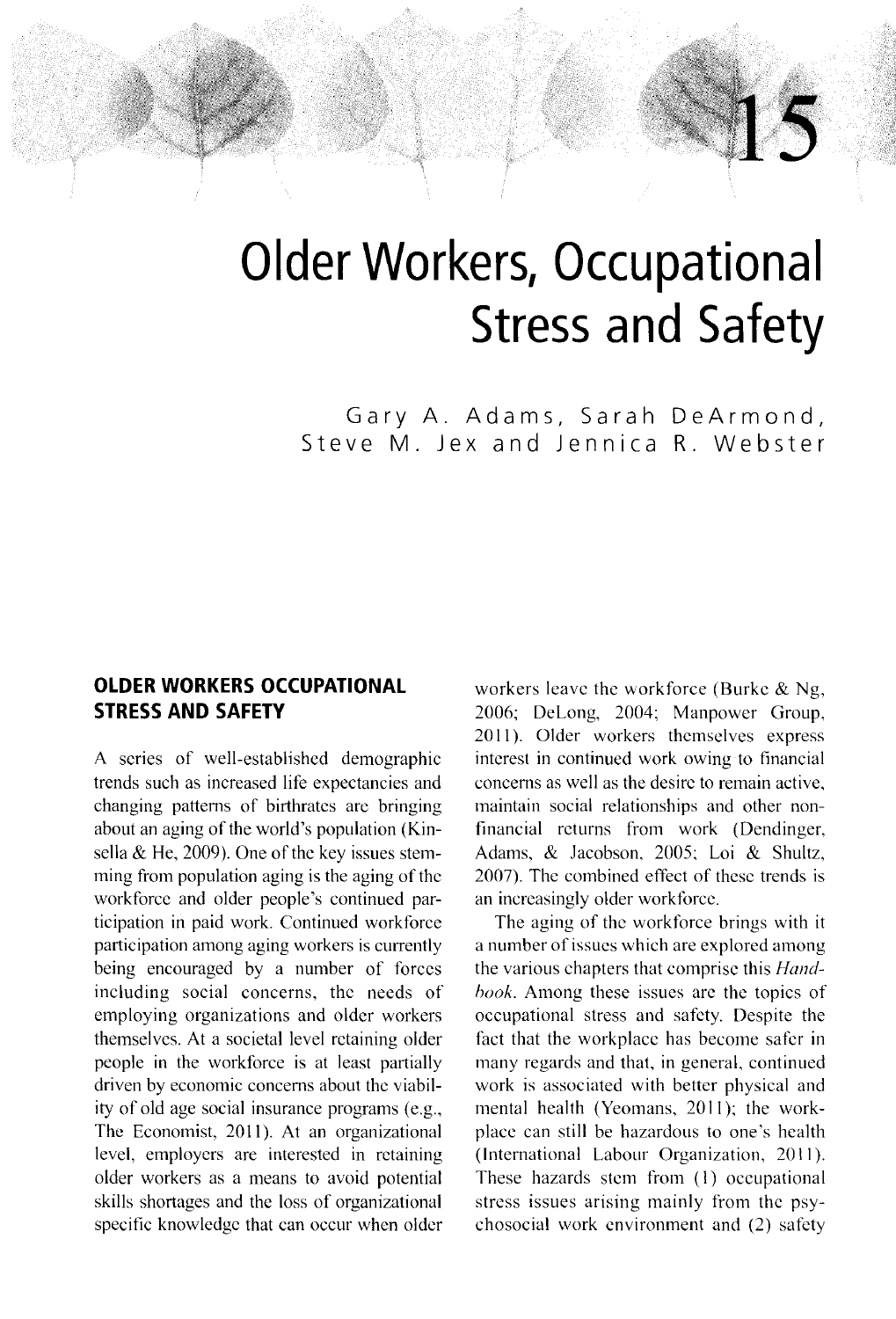# 15

# Older Workers, Occupational Stress and Safety

Gary A. Adams, Sarah DeArmond, Steve M. Jex and Jennica R. Webster

## OLDER WORKERS OCCUPATIONAL STRESS AND SAFETY

A series of well-established demographic trends such as increased life expectancies and changing patterns of birthrates are bringing about an aging of the world's population (Kinsella & He, 2009). One of the key issues stemming from population aging is the aging of the workforce and older people's continued participation in paid work. Continued workforce participation among aging workers is currently being encouraged by a number of forces including social concerns, the needs of employing organizations and older workers themselves. At a societal level retaining older people in the workforce is at least partially driven by economic concerns about the viability of old age social insurance programs (e.g., The Economist, 2011). At an organizational level, employers are interested in retaining older workers as a means to avoid potential skills shortages and the loss of organizational specific knowledge that can occur when older workers leave the workforce (Burke & Ng, 2006; DeLong, 2004; Manpower Group, 2011). Older workers themselves express interest in continued work owing to financial concerns as well as the desire to remain active, maintain social relationships and other non-financial returns from work (Dendinger, Adams, & Jacobson, 2005; Loi & Shultz, 2007). The combined effect of these trends is an increasingly older workforce.

The aging of the workforce brings with it a number of issues which are explored among the various chapters that comprise this *Handbook*. Among these issues are the topics of occupational stress and safety. Despite the fact that the workplace has become safer in many regards and that, in general, continued work is associated with better physical and mental health (Yeomans, 2011); the workplace can still be hazardous to one's health (International Labour Organization, 2011). These hazards stem from (1) occupational stress issues arising mainly from the psychosocial work environment and (2) safety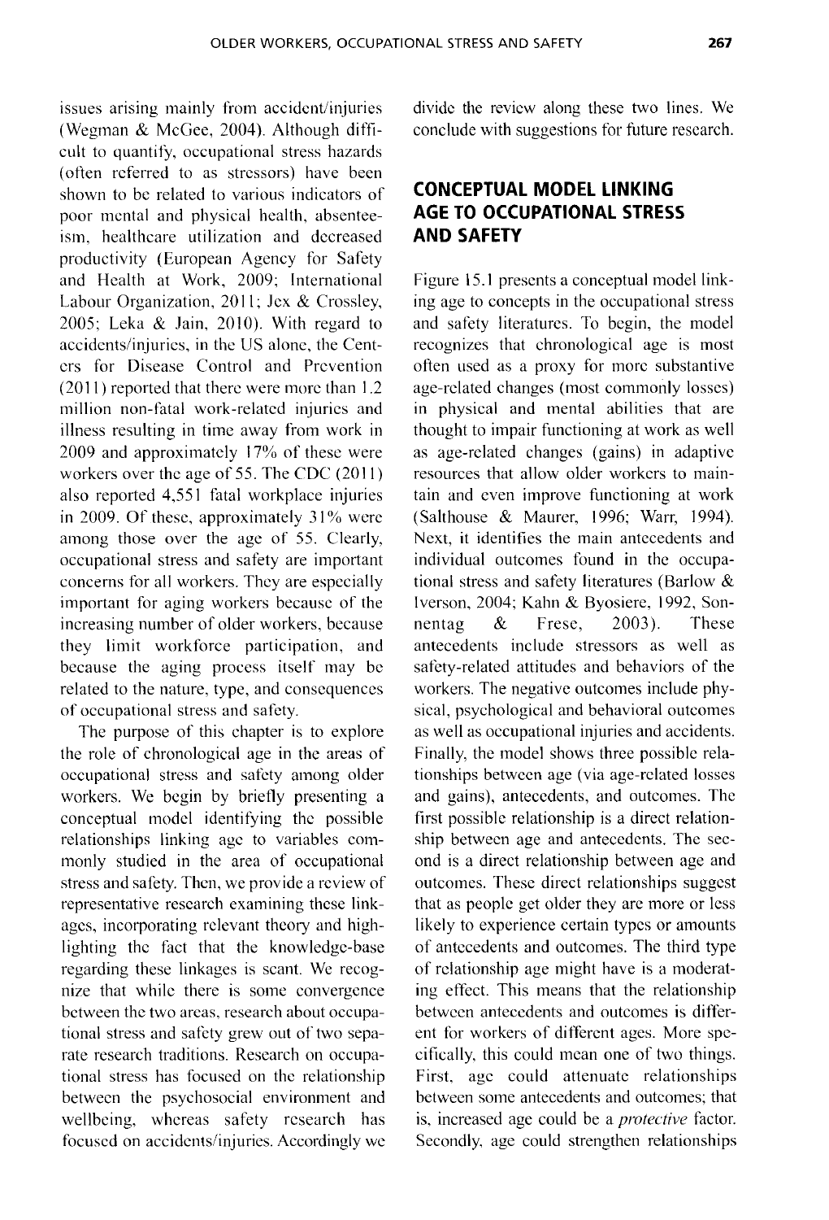issues arising mainly from accident/injuries (Wegman & McGee, 2004). Although difficult to quantify, occupational stress hazards (often referred to as stressors) have been shown to be related to various indicators of poor mental and physical health, absenteeism, healthcare utilization and decreased productivity (European Agency for Safety and Health at Work, 2009; International Labour Organization, 2011; Jex & Crossley, 2005; Leka & Jain, 2010). With regard to accidents/injuries, in the US alone, the Centers for Disease Control and Prevention (2011) reported that there were more than 1.2 million non-fatal work-related injuries and illness resulting in time away from work in 2009 and approximately 17% of these were workers over the age of 55. The CDC (2011) also reported 4,551 fatal workplace injuries in 2009. Of these, approximately 31% were among those over the age of 55. Clearly, occupational stress and safety are important concerns for all workers. They are especially important for aging workers because of the increasing number of older workers, because they limit workforce participation, and because the aging process itself may be related to the nature, type, and consequences of occupational stress and safety.

The purpose of this chapter is to explore the role of chronological age in the areas of occupational stress and safety among older workers. We begin by briefly presenting a conceptual model identifying the possible relationships linking age to variables commonly studied in the area of occupational stress and safety. Then, we provide a review of representative research examining these linkages, incorporating relevant theory and highlighting the fact that the knowledge-base regarding these linkages is scant. We recognize that while there is some convergence between the two areas, research about occupational stress and safety grew out of two separate research traditions. Research on occupational stress has focused on the relationship between the psychosocial environment and wellbeing, whereas safety research has focused on accidents/injuries. Accordingly we divide the review along these two lines. We conclude with suggestions for future research.

## CONCEPTUAL MODEL LINKING AGE TO OCCUPATIONAL STRESS AND SAFETY

Figure 15.1 presents a conceptual model linking age to concepts in the occupational stress and safety literatures. To begin, the model recognizes that chronological age is most often used as a proxy for more substantive age-related changes (most commonly losses) in physical and mental abilities that are thought to impair functioning at work as well as age-related changes (gains) in adaptive resources that allow older workers to maintain and even improve functioning at work (Salthouse & Maurer, 1996; Warr, 1994). Next, it identifies the main antecedents and individual outcomes found in the occupational stress and safety literatures (Barlow & Iverson, 2004; Kahn & Byosiere, 1992, Sonnentag & Frese, 2003). These antecedents include stressors as well as safety-related attitudes and behaviors of the workers. The negative outcomes include physical, psychological and behavioral outcomes as well as occupational injuries and accidents. Finally, the model shows three possible relationships between age (via age-related losses and gains), antecedents, and outcomes. The first possible relationship is a direct relationship between age and antecedents. The second is a direct relationship between age and outcomes. These direct relationships suggest that as people get older they are more or less likely to experience certain types or amounts of antecedents and outcomes. The third type of relationship age might have is a moderating effect. This means that the relationship between antecedents and outcomes is different for workers of different ages. More specifically, this could mean one of two things. First, age could attenuate relationships between some antecedents and outcomes; that is, increased age could be a *protective* factor. Secondly, age could strengthen relationships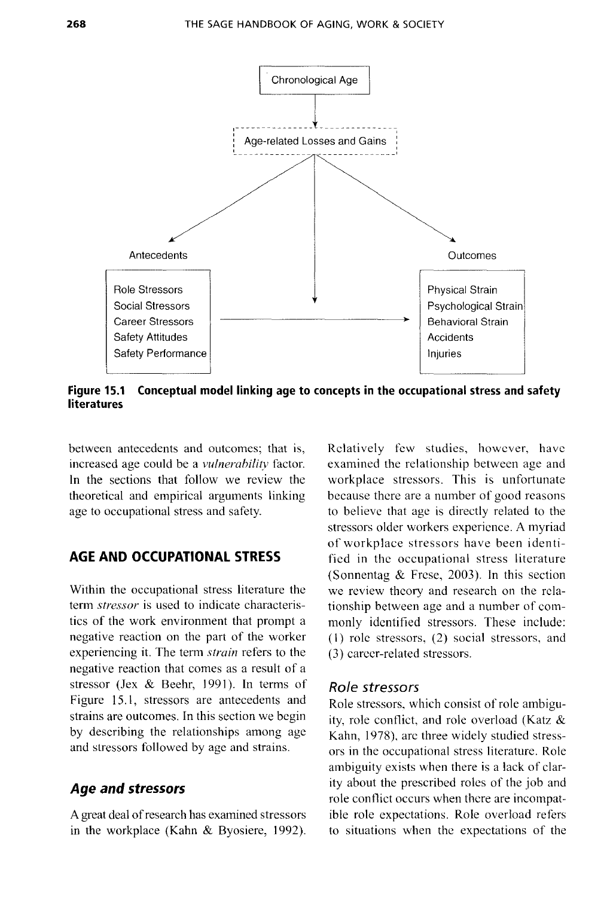Chronological Age

Age-related Losses and Gains

Antecedents

- Role Stressors
- Social Stressors
- Career Stressors
- Safety Attitudes
- Safety Performance

Outcomes

- Physical Strain
- Psychological Strain
- Behavioral Strain
- Accidents
- Injuries

**Figure 15.1 Conceptual model linking age to concepts in the occupational stress and safety literatures**

between antecedents and outcomes; that is, increased age could be a *vulnerability* factor. In the sections that follow we review the theoretical and empirical arguments linking age to occupational stress and safety.

## AGE AND OCCUPATIONAL STRESS

Within the occupational stress literature the term *stressor* is used to indicate characteristics of the work environment that prompt a negative reaction on the part of the worker experiencing it. The term *strain* refers to the negative reaction that comes as a result of a stressor (Jex & Beehr, 1991). In terms of Figure 15.1, stressors are antecedents and strains are outcomes. In this section we begin by describing the relationships among age and stressors followed by age and strains.

### Age and stressors

A great deal of research has examined stressors in the workplace (Kahn & Byosiere, 1992). Relatively few studies, however, have examined the relationship between age and workplace stressors. This is unfortunate because there are a number of good reasons to believe that age is directly related to the stressors older workers experience. A myriad of workplace stressors have been identified in the occupational stress literature (Sonnentag & Frese, 2003). In this section we review theory and research on the relationship between age and a number of commonly identified stressors. These include: (1) role stressors, (2) social stressors, and (3) career-related stressors.

#### Role stressors

Role stressors, which consist of role ambiguity, role conflict, and role overload (Katz & Kahn, 1978), are three widely studied stressors in the occupational stress literature. Role ambiguity exists when there is a lack of clarity about the prescribed roles of the job and role conflict occurs when there are incompatible role expectations. Role overload refers to situations when the expectations of the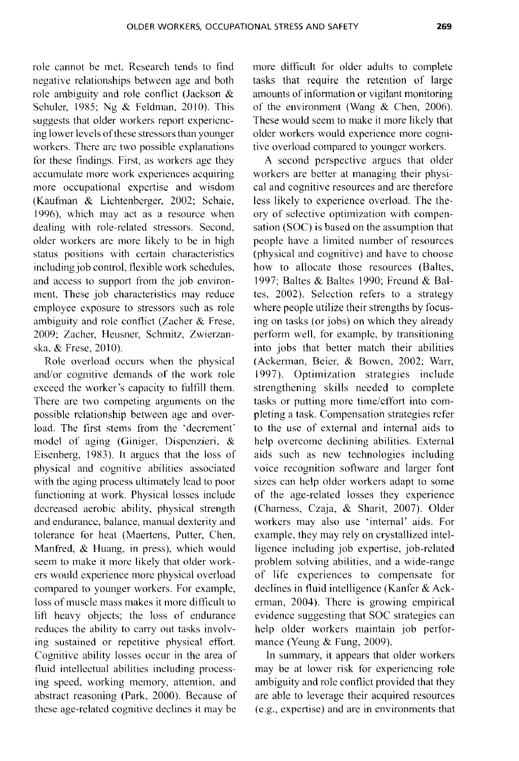role cannot be met. Research tends to find negative relationships between age and both role ambiguity and role conflict (Jackson & Schuler, 1985; Ng & Feldman, 2010). This suggests that older workers report experiencing lower levels of these stressors than younger workers. There are two possible explanations for these findings. First, as workers age they accumulate more work experiences acquiring more occupational expertise and wisdom (Kaufman & Lichtenberger, 2002; Schaie, 1996), which may act as a resource when dealing with role-related stressors. Second, older workers are more likely to be in high status positions with certain characteristics including job control, flexible work schedules, and access to support from the job environment. These job characteristics may reduce employee exposure to stressors such as role ambiguity and role conflict (Zacher & Frese, 2009; Zacher, Heusner, Schmitz, Zwierzanska, & Frese, 2010).

Role overload occurs when the physical and/or cognitive demands of the work role exceed the worker's capacity to fulfill them. There are two competing arguments on the possible relationship between age and overload. The first stems from the 'decrement' model of aging (Giniger, Dispenzieri, & Eisenberg, 1983). It argues that the loss of physical and cognitive abilities associated with the aging process ultimately lead to poor functioning at work. Physical losses include decreased aerobic ability, physical strength and endurance, balance, manual dexterity and tolerance for heat (Maertens, Putter, Chen, Manfred, & Huang, in press), which would seem to make it more likely that older workers would experience more physical overload compared to younger workers. For example, loss of muscle mass makes it more difficult to lift heavy objects; the loss of endurance reduces the ability to carry out tasks involving sustained or repetitive physical effort. Cognitive ability losses occur in the area of fluid intellectual abilities including processing speed, working memory, attention, and abstract reasoning (Park, 2000). Because of these age-related cognitive declines it may be more difficult for older adults to complete tasks that require the retention of large amounts of information or vigilant monitoring of the environment (Wang & Chen, 2006). These would seem to make it more likely that older workers would experience more cognitive overload compared to younger workers.

A second perspective argues that older workers are better at managing their physical and cognitive resources and are therefore less likely to experience overload. The theory of selective optimization with compensation (SOC) is based on the assumption that people have a limited number of resources (physical and cognitive) and have to choose how to allocate those resources (Baltes, 1997; Baltes & Baltes 1990; Freund & Baltes, 2002). Selection refers to a strategy where people utilize their strengths by focusing on tasks (or jobs) on which they already perform well, for example, by transitioning into jobs that better match their abilities (Ackerman, Beier, & Bowen, 2002; Warr, 1997). Optimization strategies include strengthening skills needed to complete tasks or putting more time/effort into completing a task. Compensation strategies refer to the use of external and internal aids to help overcome declining abilities. External aids such as new technologies including voice recognition software and larger font sizes can help older workers adapt to some of the age-related losses they experience (Charness, Czaja, & Sharit, 2007). Older workers may also use 'internal' aids. For example, they may rely on crystallized intelligence including job expertise, job-related problem solving abilities, and a wide-range of life experiences to compensate for declines in fluid intelligence (Kanfer & Ackerman, 2004). There is growing empirical evidence suggesting that SOC strategies can help older workers maintain job performance (Yeung & Fung, 2009).

In summary, it appears that older workers may be at lower risk for experiencing role ambiguity and role conflict provided that they are able to leverage their acquired resources (e.g., expertise) and are in environments that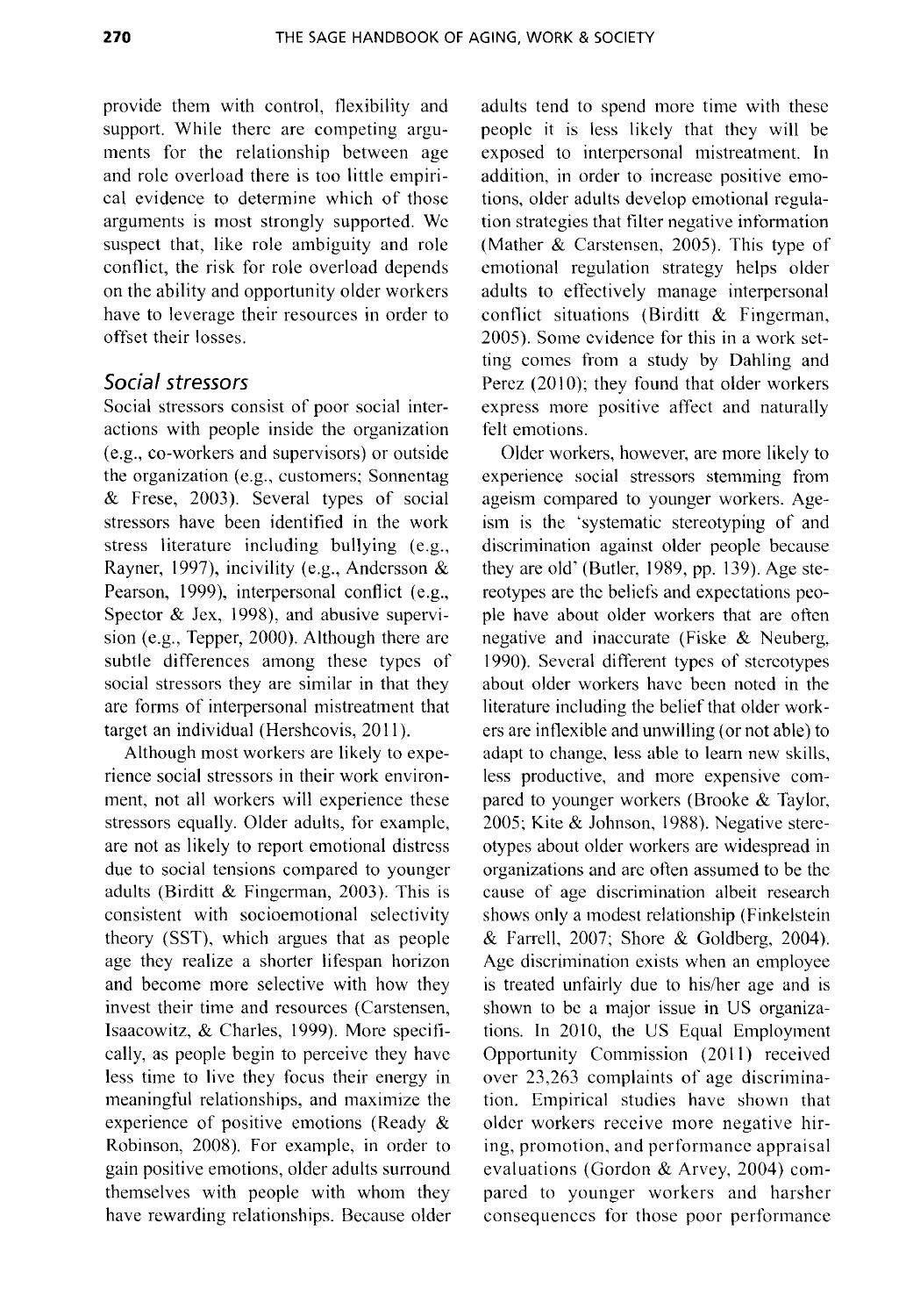provide them with control, flexibility and support. While there are competing arguments for the relationship between age and role overload there is too little empirical evidence to determine which of those arguments is most strongly supported. We suspect that, like role ambiguity and role conflict, the risk for role overload depends on the ability and opportunity older workers have to leverage their resources in order to offset their losses.

### *Social stressors*

Social stressors consist of poor social interactions with people inside the organization (e.g., co-workers and supervisors) or outside the organization (e.g., customers; Sonnentag & Frese, 2003). Several types of social stressors have been identified in the work stress literature including bullying (e.g., Rayner, 1997), incivility (e.g., Andersson & Pearson, 1999), interpersonal conflict (e.g., Spector & Jex, 1998), and abusive supervision (e.g., Tepper, 2000). Although there are subtle differences among these types of social stressors they are similar in that they are forms of interpersonal mistreatment that target an individual (Hershcovis, 2011).

Although most workers are likely to experience social stressors in their work environment, not all workers will experience these stressors equally. Older adults, for example, are not as likely to report emotional distress due to social tensions compared to younger adults (Birditt & Fingerman, 2003). This is consistent with socioemotional selectivity theory (SST), which argues that as people age they realize a shorter lifespan horizon and become more selective with how they invest their time and resources (Carstensen, Isaacowitz, & Charles, 1999). More specifically, as people begin to perceive they have less time to live they focus their energy in meaningful relationships, and maximize the experience of positive emotions (Ready & Robinson, 2008). For example, in order to gain positive emotions, older adults surround themselves with people with whom they have rewarding relationships. Because older adults tend to spend more time with these people it is less likely that they will be exposed to interpersonal mistreatment. In addition, in order to increase positive emotions, older adults develop emotional regulation strategies that filter negative information (Mather & Carstensen, 2005). This type of emotional regulation strategy helps older adults to effectively manage interpersonal conflict situations (Birditt & Fingerman, 2005). Some evidence for this in a work setting comes from a study by Dahling and Perez (2010); they found that older workers express more positive affect and naturally felt emotions.

Older workers, however, are more likely to experience social stressors stemming from ageism compared to younger workers. Ageism is the 'systematic stereotyping of and discrimination against older people because they are old' (Butler, 1989, pp. 139). Age stereotypes are the beliefs and expectations people have about older workers that are often negative and inaccurate (Fiske & Neuberg, 1990). Several different types of stereotypes about older workers have been noted in the literature including the belief that older workers are inflexible and unwilling (or not able) to adapt to change, less able to learn new skills, less productive, and more expensive compared to younger workers (Brooke & Taylor, 2005; Kite & Johnson, 1988). Negative stereotypes about older workers are widespread in organizations and are often assumed to be the cause of age discrimination albeit research shows only a modest relationship (Finkelstein & Farrell, 2007; Shore & Goldberg, 2004). Age discrimination exists when an employee is treated unfairly due to his/her age and is shown to be a major issue in US organizations. In 2010, the US Equal Employment Opportunity Commission (2011) received over 23,263 complaints of age discrimination. Empirical studies have shown that older workers receive more negative hiring, promotion, and performance appraisal evaluations (Gordon & Arvey, 2004) compared to younger workers and harsher consequences for those poor performance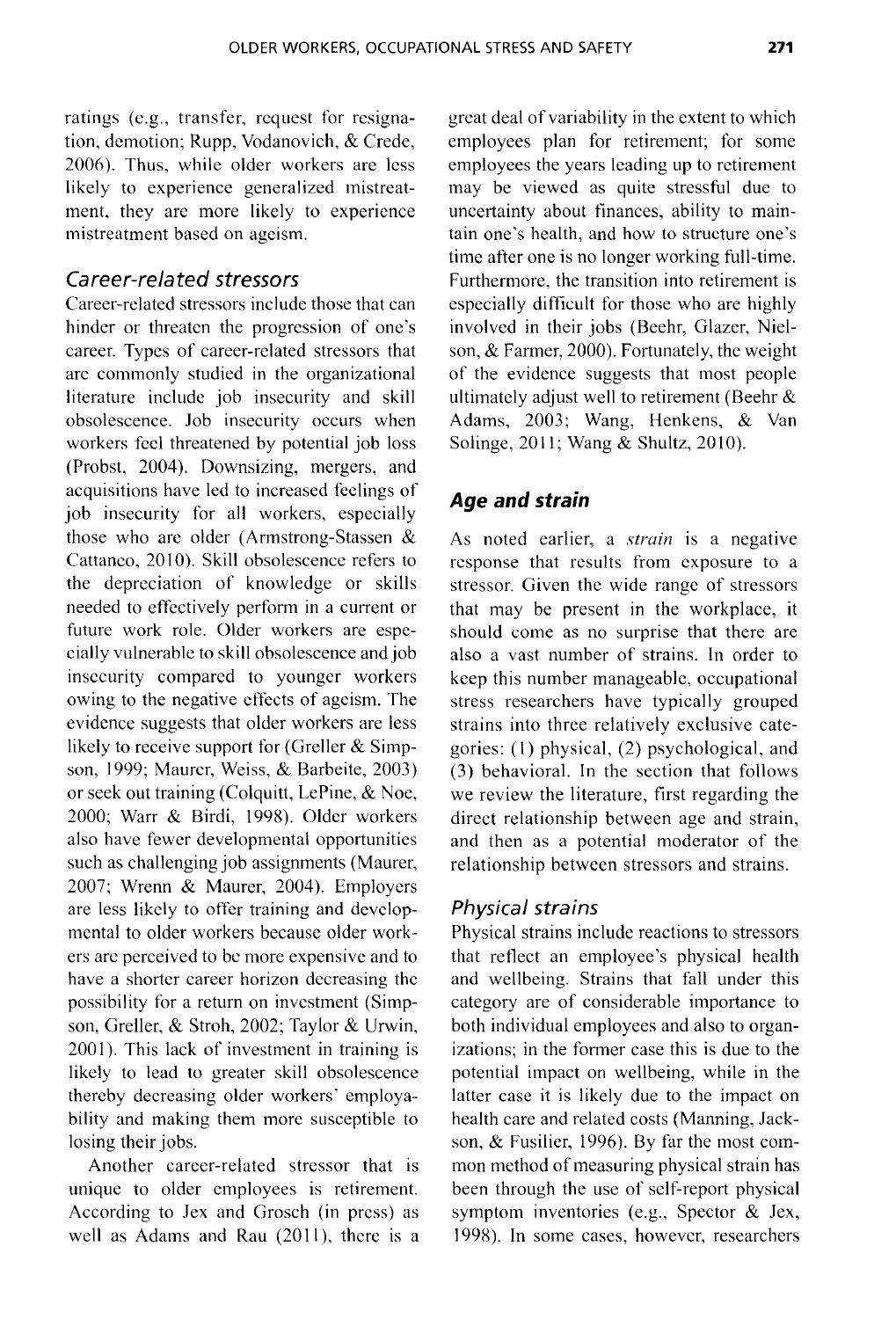ratings (e.g., transfer, request for resignation, demotion; Rupp, Vodanovich, & Crede, 2006). Thus, while older workers are less likely to experience generalized mistreatment, they are more likely to experience mistreatment based on ageism.

### *Career-related stressors*

Career-related stressors include those that can hinder or threaten the progression of one's career. Types of career-related stressors that are commonly studied in the organizational literature include job insecurity and skill obsolescence. Job insecurity occurs when workers feel threatened by potential job loss (Probst, 2004). Downsizing, mergers, and acquisitions have led to increased feelings of job insecurity for all workers, especially those who are older (Armstrong-Stassen & Cattaneo, 2010). Skill obsolescence refers to the depreciation of knowledge or skills needed to effectively perform in a current or future work role. Older workers are especially vulnerable to skill obsolescence and job insecurity compared to younger workers owing to the negative effects of ageism. The evidence suggests that older workers are less likely to receive support for (Greller & Simpson, 1999; Maurer, Weiss, & Barbeite, 2003) or seek out training (Colquitt, LePine, & Noe, 2000; Warr & Birdi, 1998). Older workers also have fewer developmental opportunities such as challenging job assignments (Maurer, 2007; Wrenn & Maurer, 2004). Employers are less likely to offer training and developmental to older workers because older workers are perceived to be more expensive and to have a shorter career horizon decreasing the possibility for a return on investment (Simpson, Greller, & Stroh, 2002; Taylor & Urwin, 2001). This lack of investment in training is likely to lead to greater skill obsolescence thereby decreasing older workers' employability and making them more susceptible to losing their jobs.

Another career-related stressor that is unique to older employees is retirement. According to Jex and Grosch (in press) as well as Adams and Rau (2011), there is a great deal of variability in the extent to which employees plan for retirement; for some employees the years leading up to retirement may be viewed as quite stressful due to uncertainty about finances, ability to maintain one's health, and how to structure one's time after one is no longer working full-time. Furthermore, the transition into retirement is especially difficult for those who are highly involved in their jobs (Beehr, Glazer, Nielson, & Farmer, 2000). Fortunately, the weight of the evidence suggests that most people ultimately adjust well to retirement (Beehr & Adams, 2003; Wang, Henkens, & Van Solinge, 2011; Wang & Shultz, 2010).

## *Age and strain*

As noted earlier, a *strain* is a negative response that results from exposure to a stressor. Given the wide range of stressors that may be present in the workplace, it should come as no surprise that there are also a vast number of strains. In order to keep this number manageable, occupational stress researchers have typically grouped strains into three relatively exclusive categories: (1) physical, (2) psychological, and (3) behavioral. In the section that follows we review the literature, first regarding the direct relationship between age and strain, and then as a potential moderator of the relationship between stressors and strains.

### *Physical strains*

Physical strains include reactions to stressors that reflect an employee's physical health and wellbeing. Strains that fall under this category are of considerable importance to both individual employees and also to organizations; in the former case this is due to the potential impact on wellbeing, while in the latter case it is likely due to the impact on health care and related costs (Manning, Jackson, & Fusilier, 1996). By far the most common method of measuring physical strain has been through the use of self-report physical symptom inventories (e.g., Spector & Jex, 1998). In some cases, however, researchers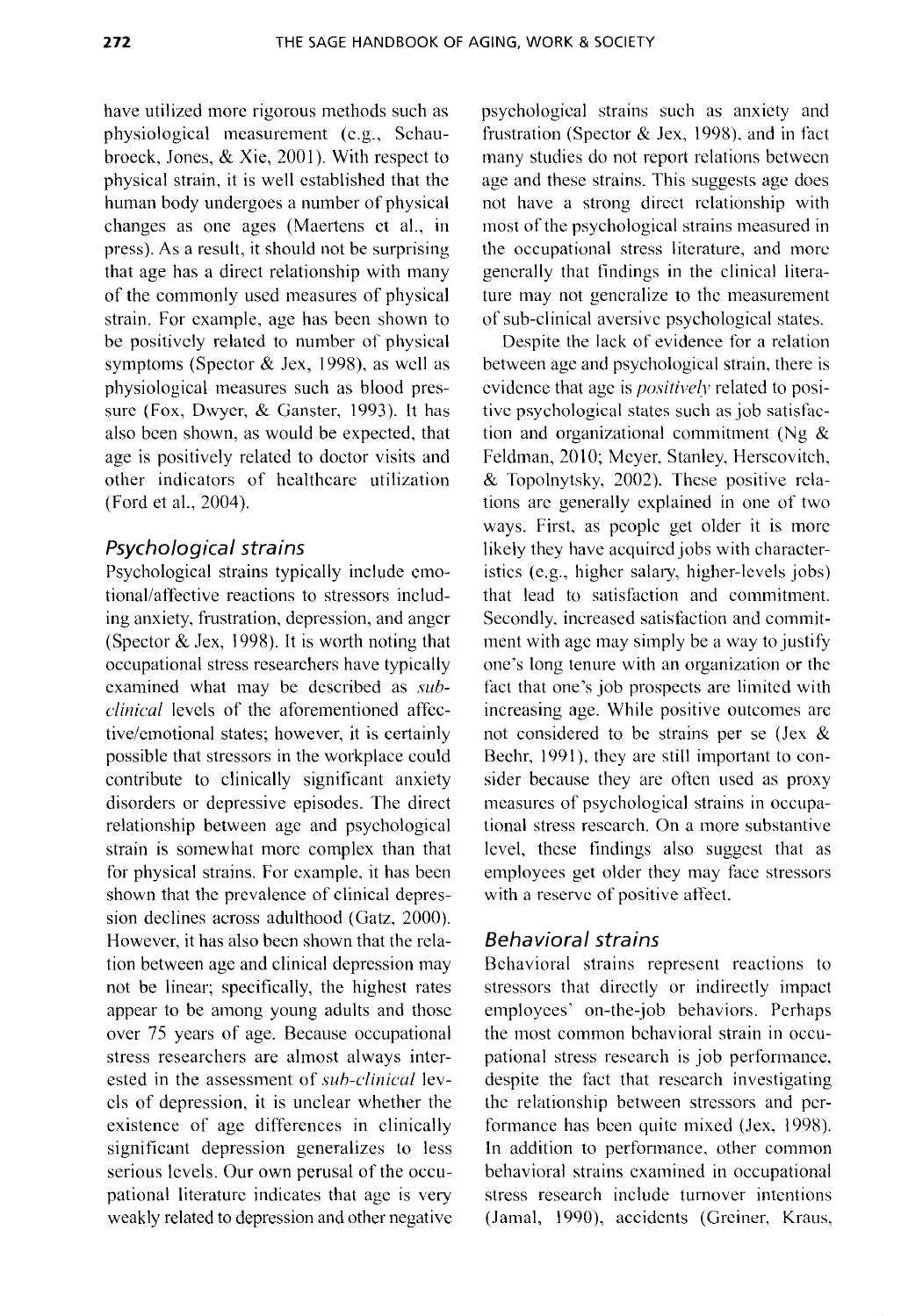have utilized more rigorous methods such as physiological measurement (e.g., Schaubroeck, Jones, & Xie, 2001). With respect to physical strain, it is well established that the human body undergoes a number of physical changes as one ages (Maertens et al., in press). As a result, it should not be surprising that age has a direct relationship with many of the commonly used measures of physical strain. For example, age has been shown to be positively related to number of physical symptoms (Spector & Jex, 1998), as well as physiological measures such as blood pressure (Fox, Dwyer, & Ganster, 1993). It has also been shown, as would be expected, that age is positively related to doctor visits and other indicators of healthcare utilization (Ford et al., 2004).

### *Psychological strains*

Psychological strains typically include emotional/affective reactions to stressors including anxiety, frustration, depression, and anger (Spector & Jex, 1998). It is worth noting that occupational stress researchers have typically examined what may be described as *sub-clinical* levels of the aforementioned affective/emotional states; however, it is certainly possible that stressors in the workplace could contribute to clinically significant anxiety disorders or depressive episodes. The direct relationship between age and psychological strain is somewhat more complex than that for physical strains. For example, it has been shown that the prevalence of clinical depression declines across adulthood (Gatz, 2000). However, it has also been shown that the relation between age and clinical depression may not be linear; specifically, the highest rates appear to be among young adults and those over 75 years of age. Because occupational stress researchers are almost always interested in the assessment of *sub-clinical* levels of depression, it is unclear whether the existence of age differences in clinically significant depression generalizes to less serious levels. Our own perusal of the occupational literature indicates that age is very weakly related to depression and other negative psychological strains such as anxiety and frustration (Spector & Jex, 1998), and in fact many studies do not report relations between age and these strains. This suggests age does not have a strong direct relationship with most of the psychological strains measured in the occupational stress literature, and more generally that findings in the clinical literature may not generalize to the measurement of sub-clinical aversive psychological states.

Despite the lack of evidence for a relation between age and psychological strain, there is evidence that age is *positively* related to positive psychological states such as job satisfaction and organizational commitment (Ng & Feldman, 2010; Meyer, Stanley, Herscovitch, & Topolnytsky, 2002). These positive relations are generally explained in one of two ways. First, as people get older it is more likely they have acquired jobs with characteristics (e.g., higher salary, higher-levels jobs) that lead to satisfaction and commitment. Secondly, increased satisfaction and commitment with age may simply be a way to justify one's long tenure with an organization or the fact that one's job prospects are limited with increasing age. While positive outcomes are not considered to be strains per se (Jex & Beehr, 1991), they are still important to consider because they are often used as proxy measures of psychological strains in occupational stress research. On a more substantive level, these findings also suggest that as employees get older they may face stressors with a reserve of positive affect.

### *Behavioral strains*

Behavioral strains represent reactions to stressors that directly or indirectly impact employees' on-the-job behaviors. Perhaps the most common behavioral strain in occupational stress research is job performance, despite the fact that research investigating the relationship between stressors and performance has been quite mixed (Jex, 1998). In addition to performance, other common behavioral strains examined in occupational stress research include turnover intentions (Jamal, 1990), accidents (Greiner, Kraus,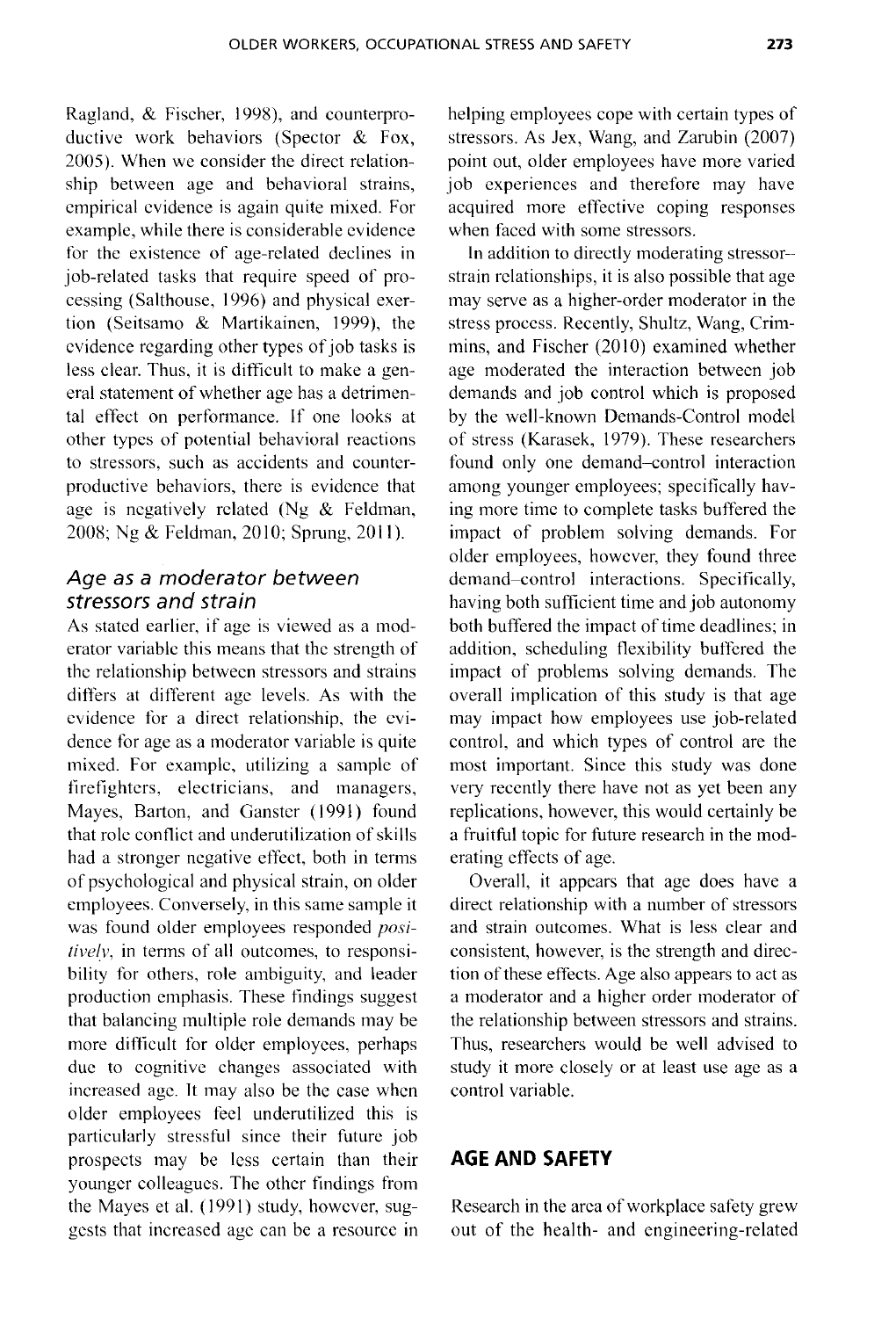Ragland, & Fischer, 1998), and counterproductive work behaviors (Spector & Fox, 2005). When we consider the direct relationship between age and behavioral strains, empirical evidence is again quite mixed. For example, while there is considerable evidence for the existence of age-related declines in job-related tasks that require speed of processing (Salthouse, 1996) and physical exertion (Seitsamo & Martikainen, 1999), the evidence regarding other types of job tasks is less clear. Thus, it is difficult to make a general statement of whether age has a detrimental effect on performance. If one looks at other types of potential behavioral reactions to stressors, such as accidents and counterproductive behaviors, there is evidence that age is negatively related (Ng & Feldman, 2008; Ng & Feldman, 2010; Sprung, 2011).

### *Age as a moderator between stressors and strain*

As stated earlier, if age is viewed as a moderator variable this means that the strength of the relationship between stressors and strains differs at different age levels. As with the evidence for a direct relationship, the evidence for age as a moderator variable is quite mixed. For example, utilizing a sample of firefighters, electricians, and managers, Mayes, Barton, and Ganster (1991) found that role conflict and underutilization of skills had a stronger negative effect, both in terms of psychological and physical strain, on older employees. Conversely, in this same sample it was found older employees responded *positively*, in terms of all outcomes, to responsibility for others, role ambiguity, and leader production emphasis. These findings suggest that balancing multiple role demands may be more difficult for older employees, perhaps due to cognitive changes associated with increased age. It may also be the case when older employees feel underutilized this is particularly stressful since their future job prospects may be less certain than their younger colleagues. The other findings from the Mayes et al. (1991) study, however, suggests that increased age can be a resource in helping employees cope with certain types of stressors. As Jex, Wang, and Zarubin (2007) point out, older employees have more varied job experiences and therefore may have acquired more effective coping responses when faced with some stressors.

In addition to directly moderating stressor–strain relationships, it is also possible that age may serve as a higher-order moderator in the stress process. Recently, Shultz, Wang, Crimmins, and Fischer (2010) examined whether age moderated the interaction between job demands and job control which is proposed by the well-known Demands-Control model of stress (Karasek, 1979). These researchers found only one demand–control interaction among younger employees; specifically having more time to complete tasks buffered the impact of problem solving demands. For older employees, however, they found three demand–control interactions. Specifically, having both sufficient time and job autonomy both buffered the impact of time deadlines; in addition, scheduling flexibility buffered the impact of problems solving demands. The overall implication of this study is that age may impact how employees use job-related control, and which types of control are the most important. Since this study was done very recently there have not as yet been any replications, however, this would certainly be a fruitful topic for future research in the moderating effects of age.

Overall, it appears that age does have a direct relationship with a number of stressors and strain outcomes. What is less clear and consistent, however, is the strength and direction of these effects. Age also appears to act as a moderator and a higher order moderator of the relationship between stressors and strains. Thus, researchers would be well advised to study it more closely or at least use age as a control variable.

## AGE AND SAFETY

Research in the area of workplace safety grew out of the health- and engineering-related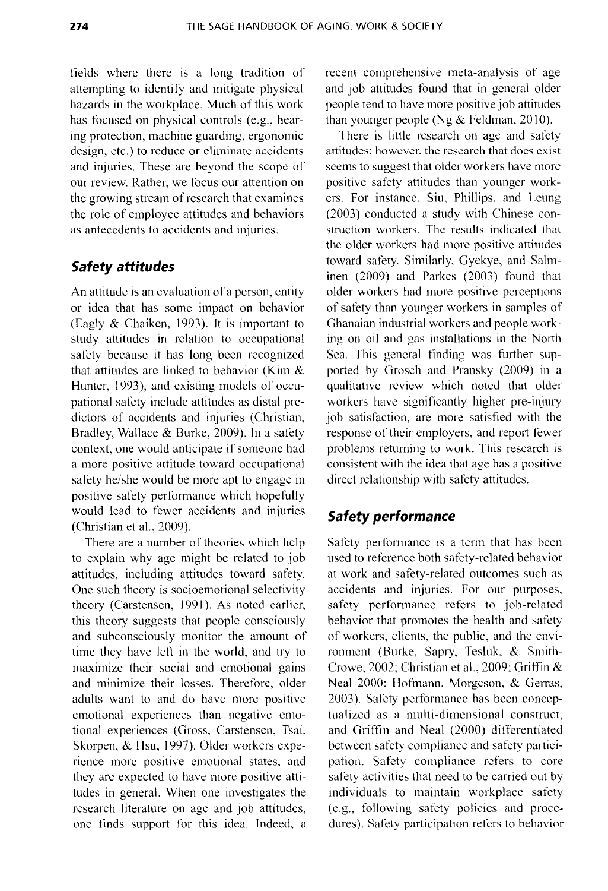fields where there is a long tradition of attempting to identify and mitigate physical hazards in the workplace. Much of this work has focused on physical controls (e.g., hearing protection, machine guarding, ergonomic design, etc.) to reduce or eliminate accidents and injuries. These are beyond the scope of our review. Rather, we focus our attention on the growing stream of research that examines the role of employee attitudes and behaviors as antecedents to accidents and injuries.

### Safety attitudes

An attitude is an evaluation of a person, entity or idea that has some impact on behavior (Eagly & Chaiken, 1993). It is important to study attitudes in relation to occupational safety because it has long been recognized that attitudes are linked to behavior (Kim & Hunter, 1993), and existing models of occupational safety include attitudes as distal predictors of accidents and injuries (Christian, Bradley, Wallace & Burke, 2009). In a safety context, one would anticipate if someone had a more positive attitude toward occupational safety he/she would be more apt to engage in positive safety performance which hopefully would lead to fewer accidents and injuries (Christian et al., 2009).

There are a number of theories which help to explain why age might be related to job attitudes, including attitudes toward safety. One such theory is socioemotional selectivity theory (Carstensen, 1991). As noted earlier, this theory suggests that people consciously and subconsciously monitor the amount of time they have left in the world, and try to maximize their social and emotional gains and minimize their losses. Therefore, older adults want to and do have more positive emotional experiences than negative emotional experiences (Gross, Carstensen, Tsai, Skorpen, & Hsu, 1997). Older workers experience more positive emotional states, and they are expected to have more positive attitudes in general. When one investigates the research literature on age and job attitudes, one finds support for this idea. Indeed, a recent comprehensive meta-analysis of age and job attitudes found that in general older people tend to have more positive job attitudes than younger people (Ng & Feldman, 2010).

There is little research on age and safety attitudes; however, the research that does exist seems to suggest that older workers have more positive safety attitudes than younger workers. For instance, Siu, Phillips, and Leung (2003) conducted a study with Chinese construction workers. The results indicated that the older workers had more positive attitudes toward safety. Similarly, Gyekye, and Salminen (2009) and Parkes (2003) found that older workers had more positive perceptions of safety than younger workers in samples of Ghanaian industrial workers and people working on oil and gas installations in the North Sea. This general finding was further supported by Grosch and Pransky (2009) in a qualitative review which noted that older workers have significantly higher pre-injury job satisfaction, are more satisfied with the response of their employers, and report fewer problems returning to work. This research is consistent with the idea that age has a positive direct relationship with safety attitudes.

### Safety performance

Safety performance is a term that has been used to reference both safety-related behavior at work and safety-related outcomes such as accidents and injuries. For our purposes, safety performance refers to job-related behavior that promotes the health and safety of workers, clients, the public, and the environment (Burke, Sapry, Tesluk, & Smith-Crowe, 2002; Christian et al., 2009; Griffin & Neal 2000; Hofmann, Morgeson, & Gerras, 2003). Safety performance has been conceptualized as a multi-dimensional construct, and Griffin and Neal (2000) differentiated between safety compliance and safety participation. Safety compliance refers to core safety activities that need to be carried out by individuals to maintain workplace safety (e.g., following safety policies and procedures). Safety participation refers to behavior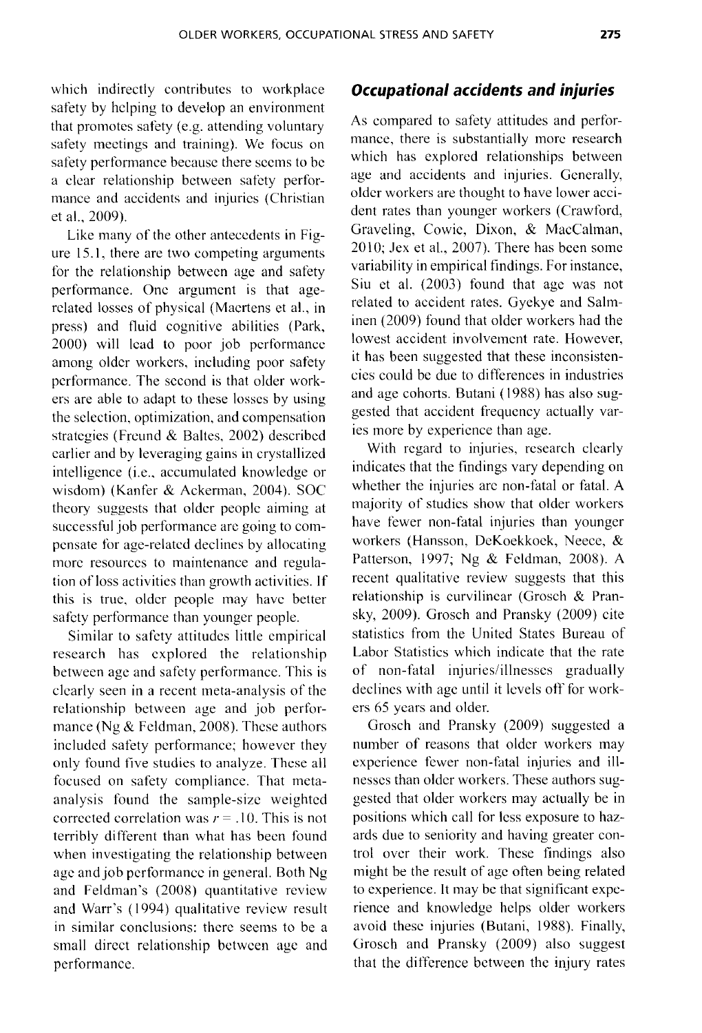which indirectly contributes to workplace safety by helping to develop an environment that promotes safety (e.g. attending voluntary safety meetings and training). We focus on safety performance because there seems to be a clear relationship between safety performance and accidents and injuries (Christian et al., 2009).

Like many of the other antecedents in Figure 15.1, there are two competing arguments for the relationship between age and safety performance. One argument is that age-related losses of physical (Maertens et al., in press) and fluid cognitive abilities (Park, 2000) will lead to poor job performance among older workers, including poor safety performance. The second is that older workers are able to adapt to these losses by using the selection, optimization, and compensation strategies (Freund & Baltes, 2002) described earlier and by leveraging gains in crystallized intelligence (i.e., accumulated knowledge or wisdom) (Kanfer & Ackerman, 2004). SOC theory suggests that older people aiming at successful job performance are going to compensate for age-related declines by allocating more resources to maintenance and regulation of loss activities than growth activities. If this is true, older people may have better safety performance than younger people.

Similar to safety attitudes little empirical research has explored the relationship between age and safety performance. This is clearly seen in a recent meta-analysis of the relationship between age and job performance (Ng & Feldman, 2008). These authors included safety performance; however they only found five studies to analyze. These all focused on safety compliance. That meta-analysis found the sample-size weighted corrected correlation was $r = .10$. This is not terribly different than what has been found when investigating the relationship between age and job performance in general. Both Ng and Feldman's (2008) quantitative review and Warr's (1994) qualitative review result in similar conclusions: there seems to be a small direct relationship between age and performance.

## *Occupational accidents and injuries*

As compared to safety attitudes and performance, there is substantially more research which has explored relationships between age and accidents and injuries. Generally, older workers are thought to have lower accident rates than younger workers (Crawford, Graveling, Cowie, Dixon, & MacCalman, 2010; Jex et al., 2007). There has been some variability in empirical findings. For instance, Siu et al. (2003) found that age was not related to accident rates. Gyekye and Salminen (2009) found that older workers had the lowest accident involvement rate. However, it has been suggested that these inconsistencies could be due to differences in industries and age cohorts. Butani (1988) has also suggested that accident frequency actually varies more by experience than age.

With regard to injuries, research clearly indicates that the findings vary depending on whether the injuries are non-fatal or fatal. A majority of studies show that older workers have fewer non-fatal injuries than younger workers (Hansson, DeKoekkoek, Neece, & Patterson, 1997; Ng & Feldman, 2008). A recent qualitative review suggests that this relationship is curvilinear (Grosch & Pransky, 2009). Grosch and Pransky (2009) cite statistics from the United States Bureau of Labor Statistics which indicate that the rate of non-fatal injuries/illnesses gradually declines with age until it levels off for workers 65 years and older.

Grosch and Pransky (2009) suggested a number of reasons that older workers may experience fewer non-fatal injuries and illnesses than older workers. These authors suggested that older workers may actually be in positions which call for less exposure to hazards due to seniority and having greater control over their work. These findings also might be the result of age often being related to experience. It may be that significant experience and knowledge helps older workers avoid these injuries (Butani, 1988). Finally, Grosch and Pransky (2009) also suggest that the difference between the injury rates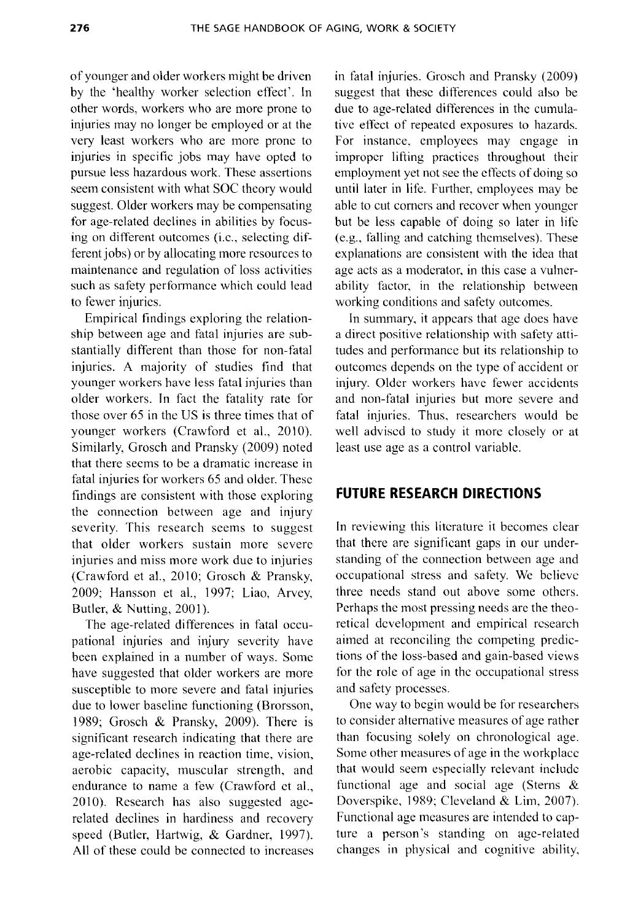of younger and older workers might be driven by the 'healthy worker selection effect'. In other words, workers who are more prone to injuries may no longer be employed or at the very least workers who are more prone to injuries in specific jobs may have opted to pursue less hazardous work. These assertions seem consistent with what SOC theory would suggest. Older workers may be compensating for age-related declines in abilities by focusing on different outcomes (i.e., selecting different jobs) or by allocating more resources to maintenance and regulation of loss activities such as safety performance which could lead to fewer injuries.

Empirical findings exploring the relationship between age and fatal injuries are substantially different than those for non-fatal injuries. A majority of studies find that younger workers have less fatal injuries than older workers. In fact the fatality rate for those over 65 in the US is three times that of younger workers (Crawford et al., 2010). Similarly, Grosch and Pransky (2009) noted that there seems to be a dramatic increase in fatal injuries for workers 65 and older. These findings are consistent with those exploring the connection between age and injury severity. This research seems to suggest that older workers sustain more severe injuries and miss more work due to injuries (Crawford et al., 2010; Grosch & Pransky, 2009; Hansson et al., 1997; Liao, Arvey, Butler, & Nutting, 2001).

The age-related differences in fatal occupational injuries and injury severity have been explained in a number of ways. Some have suggested that older workers are more susceptible to more severe and fatal injuries due to lower baseline functioning (Brorsson, 1989; Grosch & Pransky, 2009). There is significant research indicating that there are age-related declines in reaction time, vision, aerobic capacity, muscular strength, and endurance to name a few (Crawford et al., 2010). Research has also suggested age-related declines in hardiness and recovery speed (Butler, Hartwig, & Gardner, 1997). All of these could be connected to increases in fatal injuries. Grosch and Pransky (2009) suggest that these differences could also be due to age-related differences in the cumulative effect of repeated exposures to hazards. For instance, employees may engage in improper lifting practices throughout their employment yet not see the effects of doing so until later in life. Further, employees may be able to cut corners and recover when younger but be less capable of doing so later in life (e.g., falling and catching themselves). These explanations are consistent with the idea that age acts as a moderator, in this case a vulnerability factor, in the relationship between working conditions and safety outcomes.

In summary, it appears that age does have a direct positive relationship with safety attitudes and performance but its relationship to outcomes depends on the type of accident or injury. Older workers have fewer accidents and non-fatal injuries but more severe and fatal injuries. Thus, researchers would be well advised to study it more closely or at least use age as a control variable.

## FUTURE RESEARCH DIRECTIONS

In reviewing this literature it becomes clear that there are significant gaps in our understanding of the connection between age and occupational stress and safety. We believe three needs stand out above some others. Perhaps the most pressing needs are the theoretical development and empirical research aimed at reconciling the competing predictions of the loss-based and gain-based views for the role of age in the occupational stress and safety processes.

One way to begin would be for researchers to consider alternative measures of age rather than focusing solely on chronological age. Some other measures of age in the workplace that would seem especially relevant include functional age and social age (Sterns & Doverspike, 1989; Cleveland & Lim, 2007). Functional age measures are intended to capture a person's standing on age-related changes in physical and cognitive ability,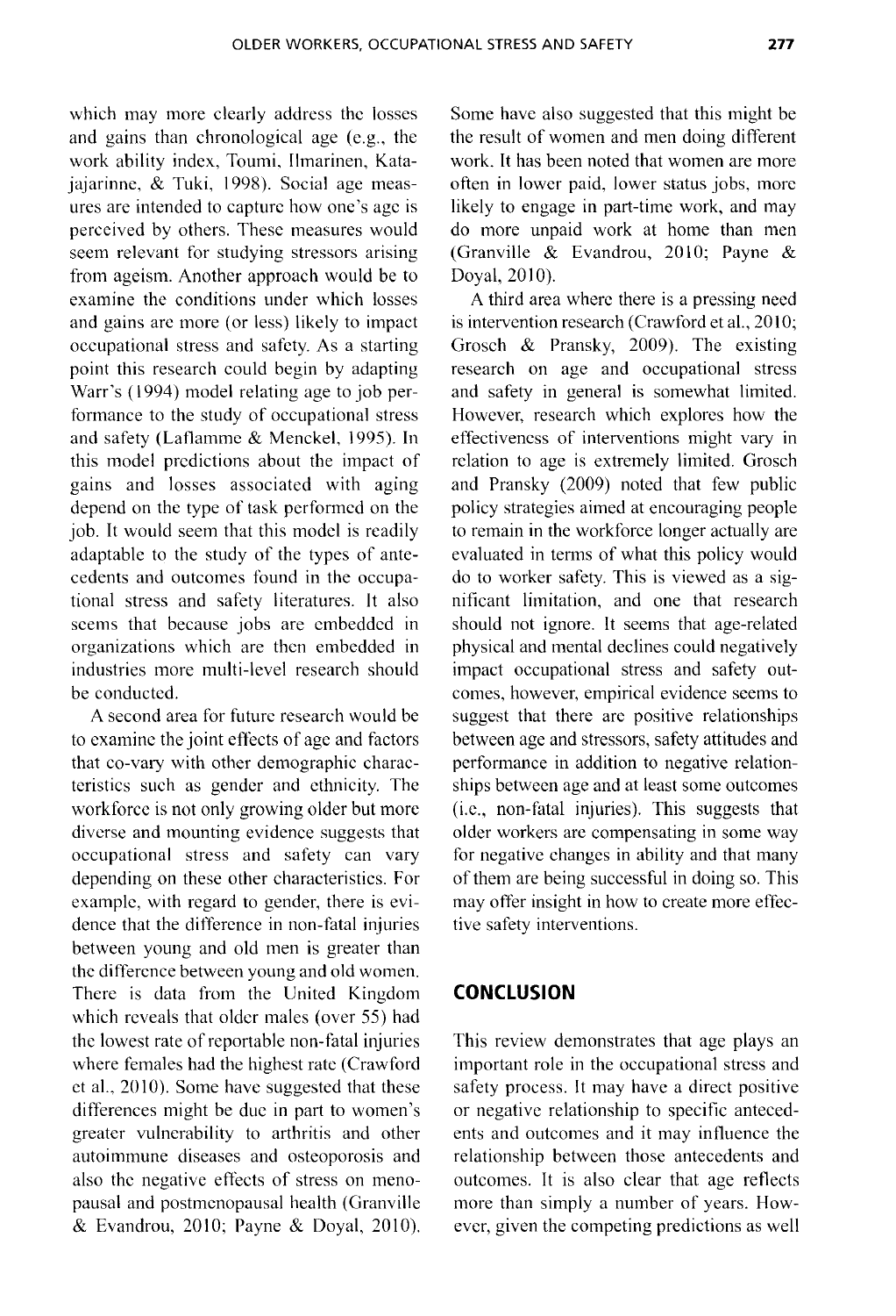which may more clearly address the losses and gains than chronological age (e.g., the work ability index, Toumi, Ilmarinen, Katajajarinne, & Tuki, 1998). Social age measures are intended to capture how one's age is perceived by others. These measures would seem relevant for studying stressors arising from ageism. Another approach would be to examine the conditions under which losses and gains are more (or less) likely to impact occupational stress and safety. As a starting point this research could begin by adapting Warr's (1994) model relating age to job performance to the study of occupational stress and safety (Laflamme & Menckel, 1995). In this model predictions about the impact of gains and losses associated with aging depend on the type of task performed on the job. It would seem that this model is readily adaptable to the study of the types of antecedents and outcomes found in the occupational stress and safety literatures. It also seems that because jobs are embedded in organizations which are then embedded in industries more multi-level research should be conducted.

A second area for future research would be to examine the joint effects of age and factors that co-vary with other demographic characteristics such as gender and ethnicity. The workforce is not only growing older but more diverse and mounting evidence suggests that occupational stress and safety can vary depending on these other characteristics. For example, with regard to gender, there is evidence that the difference in non-fatal injuries between young and old men is greater than the difference between young and old women. There is data from the United Kingdom which reveals that older males (over 55) had the lowest rate of reportable non-fatal injuries where females had the highest rate (Crawford et al., 2010). Some have suggested that these differences might be due in part to women's greater vulnerability to arthritis and other autoimmune diseases and osteoporosis and also the negative effects of stress on menopausal and postmenopausal health (Granville & Evandrou, 2010; Payne & Doyal, 2010). Some have also suggested that this might be the result of women and men doing different work. It has been noted that women are more often in lower paid, lower status jobs, more likely to engage in part-time work, and may do more unpaid work at home than men (Granville & Evandrou, 2010; Payne & Doyal, 2010).

A third area where there is a pressing need is intervention research (Crawford et al., 2010; Grosch & Pransky, 2009). The existing research on age and occupational stress and safety in general is somewhat limited. However, research which explores how the effectiveness of interventions might vary in relation to age is extremely limited. Grosch and Pransky (2009) noted that few public policy strategies aimed at encouraging people to remain in the workforce longer actually are evaluated in terms of what this policy would do to worker safety. This is viewed as a significant limitation, and one that research should not ignore. It seems that age-related physical and mental declines could negatively impact occupational stress and safety outcomes, however, empirical evidence seems to suggest that there are positive relationships between age and stressors, safety attitudes and performance in addition to negative relationships between age and at least some outcomes (i.e., non-fatal injuries). This suggests that older workers are compensating in some way for negative changes in ability and that many of them are being successful in doing so. This may offer insight in how to create more effective safety interventions.

## CONCLUSION

This review demonstrates that age plays an important role in the occupational stress and safety process. It may have a direct positive or negative relationship to specific antecedents and outcomes and it may influence the relationship between those antecedents and outcomes. It is also clear that age reflects more than simply a number of years. However, given the competing predictions as well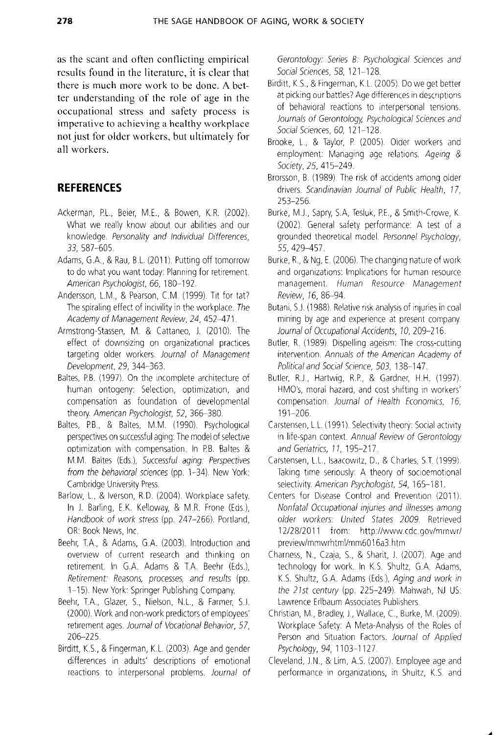as the scant and often conflicting empirical results found in the literature, it is clear that there is much more work to be done. A better understanding of the role of age in the occupational stress and safety process is imperative to achieving a healthy workplace not just for older workers, but ultimately for all workers.

## REFERENCES

Ackerman, P.L., Beier, M.E., & Bowen, K.R. (2002). What we really know about our abilities and our knowledge. *Personality and Individual Differences, 33*, 587–605.

Adams, G.A., & Rau, B.L. (2011). Putting off tomorrow to do what you want today: Planning for retirement. *American Psychologist, 66*, 180–192.

Andersson, L.M., & Pearson, C.M. (1999). Tit for tat? The spiraling effect of incivility in the workplace. *The Academy of Management Review, 24*, 452–471.

Armstrong-Stassen, M. & Cattaneo, J. (2010). The effect of downsizing on organizational practices targeting older workers. *Journal of Management Development, 29*, 344–363.

Baltes, P.B. (1997). On the incomplete architecture of human ontogeny: Selection, optimization, and compensation as foundation of developmental theory. *American Psychologist, 52*, 366–380.

Baltes, P.B., & Baltes, M.M. (1990). Psychological perspectives on successful aging: The model of selective optimization with compensation. In P.B. Baltes & M.M. Baltes (Eds.), *Successful aging: Perspectives from the behavioral sciences* (pp. 1–34). New York: Cambridge University Press.

Barlow, L., & Iverson, R.D. (2004). Workplace safety. In J. Barling, E.K. Kelloway, & M.R. Frone (Eds.), *Handbook of work stress* (pp. 247–266). Portland, OR: Book News, Inc.

Beehr, T.A., & Adams, G.A. (2003). Introduction and overview of current research and thinking on retirement. In G.A. Adams & T.A. Beehr (Eds.), *Retirement: Reasons, processes, and results* (pp. 1–15). New York: Springer Publishing Company.

Beehr, T.A., Glazer, S., Nielson, N.L., & Farmer, S.J. (2000). Work and non-work predictors of employees' retirement ages. *Journal of Vocational Behavior, 57*, 206–225.

Birditt, K.S., & Fingerman, K.L. (2003). Age and gender differences in adults' descriptions of emotional reactions to interpersonal problems. *Journal of Gerontology: Series B: Psychological Sciences and Social Sciences, 58*, 121–128.

Birditt, K.S., & Fingerman, K.L. (2005). Do we get better at picking our battles? Age differences in descriptions of behavioral reactions to interpersonal tensions. *Journals of Gerontology, Psychological Sciences and Social Sciences, 60*, 121–128.

Brooke, L., & Taylor, P. (2005). Older workers and employment: Managing age relations. *Ageing & Society, 25*, 415–249.

Brorsson, B. (1989). The risk of accidents among older drivers. *Scandinavian Journal of Public Health, 17*, 253–256.

Burke, M.J., Sapry, S.A, Tesluk, P.E., & Smith-Crowe, K. (2002). General safety performance: A test of a grounded theoretical model. *Personnel Psychology, 55*, 429–457.

Burke, R., & Ng, E. (2006). The changing nature of work and organizations: Implications for human resource management. *Human Resource Management Review, 16*, 86–94.

Butani, S.J. (1988). Relative risk analysis of injuries in coal mining by age and experience at present company. *Journal of Occupational Accidents, 10*, 209–216.

Butler, R. (1989). Dispelling ageism: The cross-cutting intervention. *Annuals of the American Academy of Political and Social Science, 503*, 138–147.

Butler, R.J., Hartwig, R.P., & Gardner, H.H. (1997). HMO's, moral hazard, and cost shifting in workers' compensation. *Journal of Health Economics, 16*, 191–206.

Carstensen, L.L. (1991). Selectivity theory: Social activity in life-span context. *Annual Review of Gerontology and Geriatrics, 11*, 195–217.

Carstensen, L.L., Isaacowitz, D., & Charles, S.T. (1999). Taking time seriously: A theory of socioemotional selectivity. *American Psychologist, 54*, 165–181.

Centers for Disease Control and Prevention (2011). *Nonfatal Occupational injuries and illnesses among older workers: United States 2009*. Retrieved 12/28/2011 from: http://www.cdc.gov/mmwr/preview/mmwrhtml/mm6016a3.htm

Charness, N., Czaja, S., & Sharit, J. (2007). Age and technology for work. In K.S. Shultz, G.A. Adams, K.S. Shultz, G.A. Adams (Eds.), *Aging and work in the 21st century* (pp. 225–249). Mahwah, NJ US: Lawrence Erlbaum Associates Publishers.

Christian, M., Bradley, J., Wallace, C., Burke, M. (2009). Workplace Safety: A Meta-Analysis of the Roles of Person and Situation Factors. *Journal of Applied Psychology, 94*, 1103–1127.

Cleveland, J.N., & Lim, A.S. (2007). Employee age and performance in organizations, in Shultz, K.S. and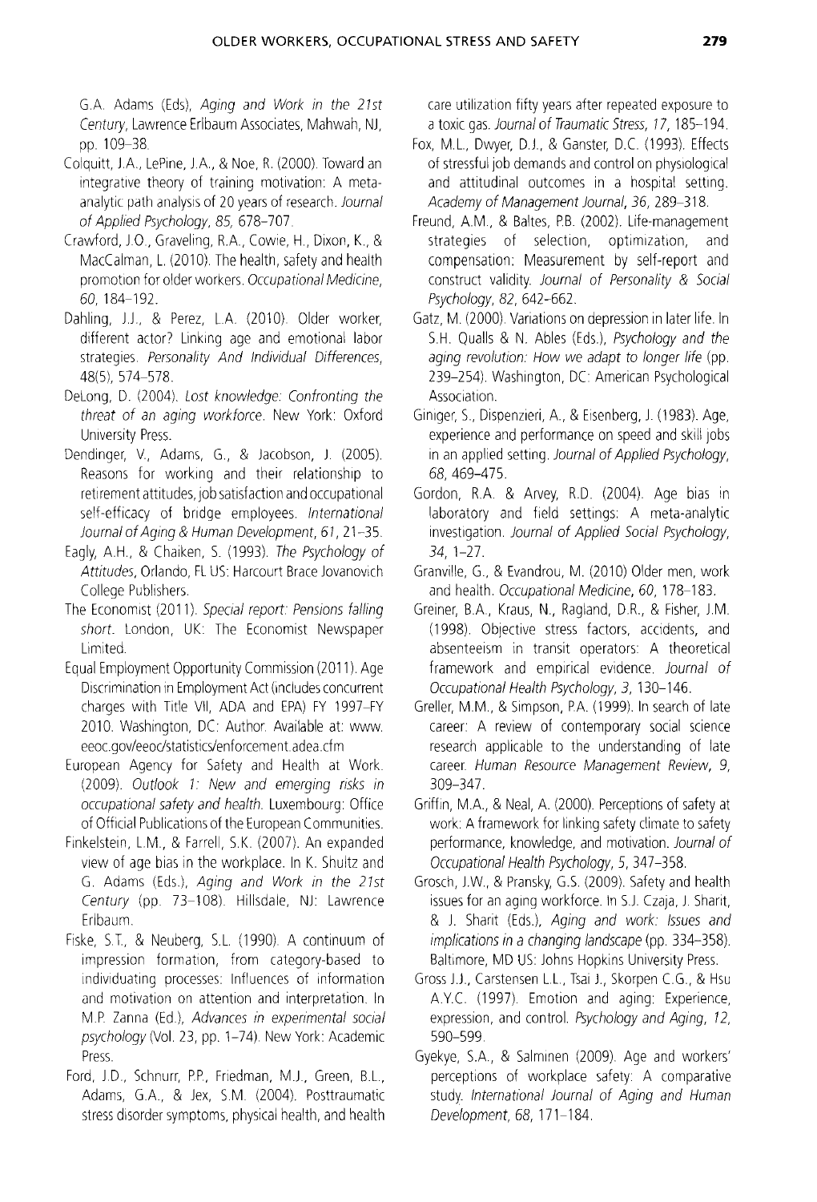G.A. Adams (Eds), *Aging and Work in the 21st Century*, Lawrence Erlbaum Associates, Mahwah, NJ, pp. 109–38.

Colquitt, J.A., LePine, J.A., & Noe, R. (2000). Toward an integrative theory of training motivation: A meta-analytic path analysis of 20 years of research. *Journal of Applied Psychology, 85*, 678–707.

Crawford, J.O., Graveling, R.A., Cowie, H., Dixon, K., & MacCalman, L. (2010). The health, safety and health promotion for older workers. *Occupational Medicine, 60*, 184–192.

Dahling, J.J., & Perez, L.A. (2010). Older worker, different actor? Linking age and emotional labor strategies. *Personality And Individual Differences*, 48(5), 574–578.

DeLong, D. (2004). *Lost knowledge: Confronting the threat of an aging workforce*. New York: Oxford University Press.

Dendinger, V., Adams, G., & Jacobson, J. (2005). Reasons for working and their relationship to retirement attitudes, job satisfaction and occupational self-efficacy of bridge employees. *International Journal of Aging & Human Development, 61*, 21–35.

Eagly, A.H., & Chaiken, S. (1993). *The Psychology of Attitudes*, Orlando, FL US: Harcourt Brace Jovanovich College Publishers.

The Economist (2011). *Special report: Pensions falling short*. London, UK: The Economist Newspaper Limited.

Equal Employment Opportunity Commission (2011). Age Discrimination in Employment Act (includes concurrent charges with Title VII, ADA and EPA) FY 1997–FY 2010. Washington, DC: Author. Available at: www.eeoc.gov/eeoc/statistics/enforcement.adea.cfm

European Agency for Safety and Health at Work. (2009). *Outlook 1: New and emerging risks in occupational safety and health*. Luxembourg: Office of Official Publications of the European Communities.

Finkelstein, L.M., & Farrell, S.K. (2007). An expanded view of age bias in the workplace. In K. Shultz and G. Adams (Eds.), *Aging and Work in the 21st Century* (pp. 73–108). Hillsdale, NJ: Lawrence Erlbaum.

Fiske, S.T., & Neuberg, S.L. (1990). A continuum of impression formation, from category-based to individuating processes: Influences of information and motivation on attention and interpretation. In M.P. Zanna (Ed.), *Advances in experimental social psychology* (Vol. 23, pp. 1–74). New York: Academic Press.

Ford, J.D., Schnurr, P.P., Friedman, M.J., Green, B.L., Adams, G.A., & Jex, S.M. (2004). Posttraumatic stress disorder symptoms, physical health, and health care utilization fifty years after repeated exposure to a toxic gas. *Journal of Traumatic Stress, 17*, 185–194.

Fox, M.L., Dwyer, D.J., & Ganster, D.C. (1993). Effects of stressful job demands and control on physiological and attitudinal outcomes in a hospital setting. *Academy of Management Journal, 36*, 289–318.

Freund, A.M., & Baltes, P.B. (2002). Life-management strategies of selection, optimization, and compensation: Measurement by self-report and construct validity. *Journal of Personality & Social Psychology, 82*, 642-662.

Gatz, M. (2000). Variations on depression in later life. In S.H. Qualls & N. Ables (Eds.), *Psychology and the aging revolution: How we adapt to longer life* (pp. 239–254). Washington, DC: American Psychological Association.

Giniger, S., Dispenzieri, A., & Eisenberg, J. (1983). Age, experience and performance on speed and skill jobs in an applied setting. *Journal of Applied Psychology, 68*, 469–475.

Gordon, R.A. & Arvey, R.D. (2004). Age bias in laboratory and field settings: A meta-analytic investigation. *Journal of Applied Social Psychology, 34*, 1–27.

Granville, G., & Evandrou, M. (2010) Older men, work and health. *Occupational Medicine, 60*, 178–183.

Greiner, B.A., Kraus, N., Ragland, D.R., & Fisher, J.M. (1998). Objective stress factors, accidents, and absenteeism in transit operators: A theoretical framework and empirical evidence. *Journal of Occupational Health Psychology, 3*, 130–146.

Greller, M.M., & Simpson, P.A. (1999). In search of late career: A review of contemporary social science research applicable to the understanding of late career. *Human Resource Management Review, 9*, 309–347.

Griffin, M.A., & Neal, A. (2000). Perceptions of safety at work: A framework for linking safety climate to safety performance, knowledge, and motivation. *Journal of Occupational Health Psychology, 5*, 347–358.

Grosch, J.W., & Pransky, G.S. (2009). Safety and health issues for an aging workforce. In S.J. Czaja, J. Sharit, & J. Sharit (Eds.), *Aging and work: Issues and implications in a changing landscape* (pp. 334–358). Baltimore, MD US: Johns Hopkins University Press.

Gross J.J., Carstensen L.L., Tsai J., Skorpen C.G., & Hsu A.Y.C. (1997). Emotion and aging: Experience, expression, and control. *Psychology and Aging, 12*, 590–599.

Gyekye, S.A., & Salminen (2009). Age and workers' perceptions of workplace safety: A comparative study. *International Journal of Aging and Human Development, 68*, 171–184.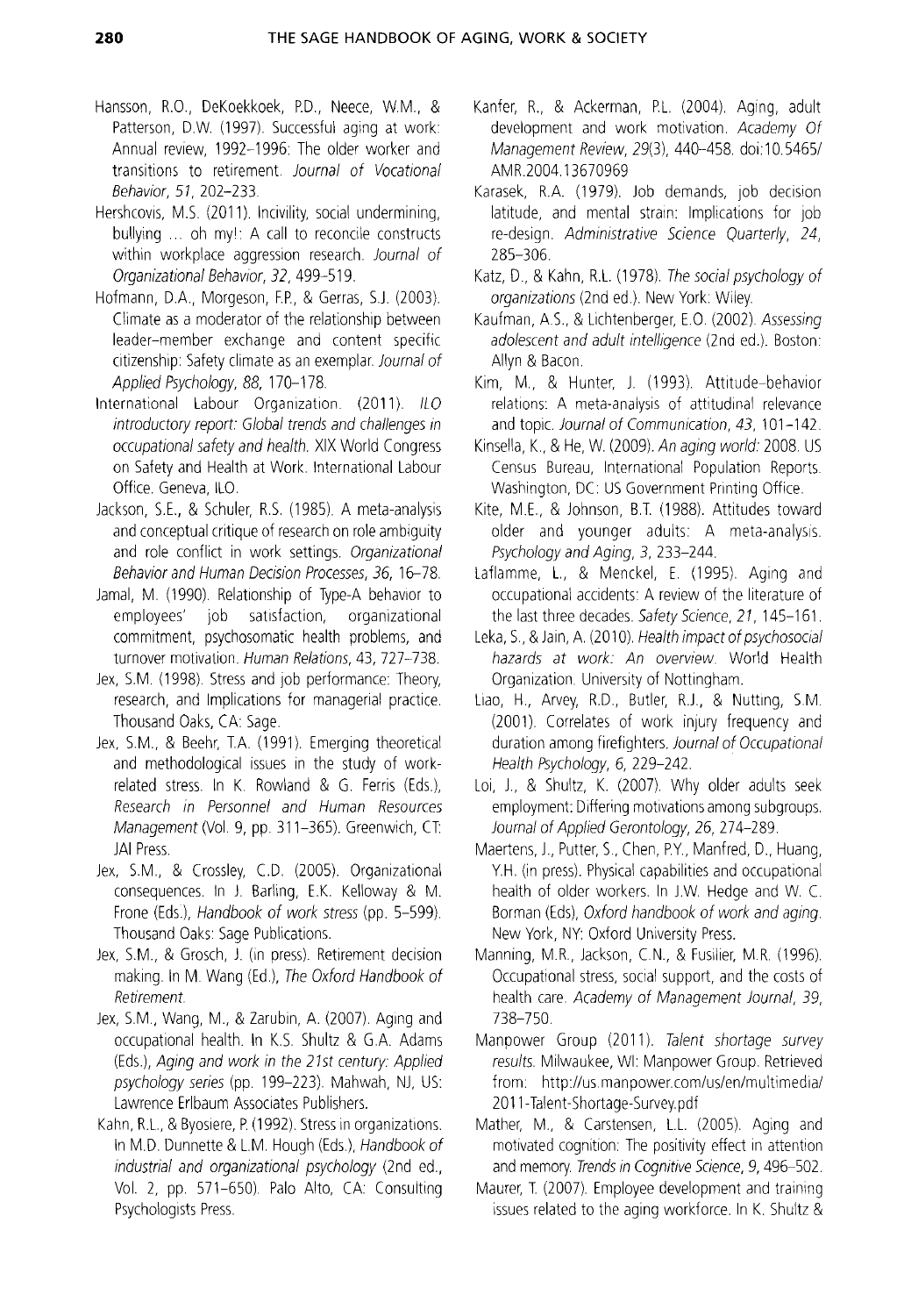Hansson, R.O., DeKoekkoek, P.D., Neece, W.M., & Patterson, D.W. (1997). Successful aging at work: Annual review, 1992–1996: The older worker and transitions to retirement. *Journal of Vocational Behavior*, *51*, 202–233.

Hershcovis, M.S. (2011). Incivility, social undermining, bullying … oh my!: A call to reconcile constructs within workplace aggression research. *Journal of Organizational Behavior*, *32*, 499–519.

Hofmann, D.A., Morgeson, F.P., & Gerras, S.J. (2003). Climate as a moderator of the relationship between leader–member exchange and content specific citizenship: Safety climate as an exemplar. *Journal of Applied Psychology*, *88*, 170–178.

International Labour Organization. (2011). *ILO introductory report: Global trends and challenges in occupational safety and health.* XIX World Congress on Safety and Health at Work. International Labour Office. Geneva, ILO.

Jackson, S.E., & Schuler, R.S. (1985). A meta-analysis and conceptual critique of research on role ambiguity and role conflict in work settings. *Organizational Behavior and Human Decision Processes*, *36*, 16–78.

Jamal, M. (1990). Relationship of Type-A behavior to employees' job satisfaction, organizational commitment, psychosomatic health problems, and turnover motivation. *Human Relations*, 43, 727–738.

Jex, S.M. (1998). Stress and job performance: Theory, research, and Implications for managerial practice. Thousand Oaks, CA: Sage.

Jex, S.M., & Beehr, T.A. (1991). Emerging theoretical and methodological issues in the study of work-related stress. In K. Rowland & G. Ferris (Eds.), *Research in Personnel and Human Resources Management* (Vol. 9, pp. 311–365). Greenwich, CT: JAI Press.

Jex, S.M., & Crossley, C.D. (2005). Organizational consequences. In J. Barling, E.K. Kelloway & M. Frone (Eds.), *Handbook of work stress* (pp. 5–599). Thousand Oaks: Sage Publications.

Jex, S.M., & Grosch, J. (in press). Retirement decision making. In M. Wang (Ed.), *The Oxford Handbook of Retirement.*

Jex, S.M., Wang, M., & Zarubin, A. (2007). Aging and occupational health. In K.S. Shultz & G.A. Adams (Eds.), *Aging and work in the 21st century: Applied psychology series* (pp. 199–223). Mahwah, NJ, US: Lawrence Erlbaum Associates Publishers.

Kahn, R.L., & Byosiere, P. (1992). Stress in organizations. In M.D. Dunnette & L.M. Hough (Eds.), *Handbook of industrial and organizational psychology* (2nd ed., Vol. 2, pp. 571–650). Palo Alto, CA: Consulting Psychologists Press.

Kanfer, R., & Ackerman, P.L. (2004). Aging, adult development and work motivation. *Academy Of Management Review*, *29*(3), 440–458. doi:10.5465/AMR.2004.13670969

Karasek, R.A. (1979). Job demands, job decision latitude, and mental strain: Implications for job re-design. *Administrative Science Quarterly*, *24*, 285–306.

Katz, D., & Kahn, R.L. (1978). *The social psychology of organizations* (2nd ed.). New York: Wiley.

Kaufman, A.S., & Lichtenberger, E.O. (2002). *Assessing adolescent and adult intelligence* (2nd ed.). Boston: Allyn & Bacon.

Kim, M., & Hunter, J. (1993). Attitude–behavior relations: A meta-analysis of attitudinal relevance and topic. *Journal of Communication*, *43*, 101–142.

Kinsella, K., & He, W. (2009). *An aging world:* 2008. US Census Bureau, International Population Reports. Washington, DC: US Government Printing Office.

Kite, M.E., & Johnson, B.T. (1988). Attitudes toward older and younger adults: A meta-analysis. *Psychology and Aging*, *3*, 233–244.

Laflamme, L., & Menckel, E. (1995). Aging and occupational accidents: A review of the literature of the last three decades. *Safety Science*, *21*, 145–161.

Leka, S., & Jain, A. (2010). *Health impact of psychosocial hazards at work: An overview.* World Health Organization. University of Nottingham.

Liao, H., Arvey, R.D., Butler, R.J., & Nutting, S.M. (2001). Correlates of work injury frequency and duration among firefighters. *Journal of Occupational Health Psychology*, *6*, 229–242.

Loi, J., & Shultz, K. (2007). Why older adults seek employment: Differing motivations among subgroups. *Journal of Applied Gerontology*, *26*, 274–289.

Maertens, J., Putter, S., Chen, P.Y., Manfred, D., Huang, Y.H. (in press). Physical capabilities and occupational health of older workers. In J.W. Hedge and W. C. Borman (Eds), *Oxford handbook of work and aging.* New York, NY: Oxford University Press.

Manning, M.R., Jackson, C.N., & Fusilier, M.R. (1996). Occupational stress, social support, and the costs of health care. *Academy of Management Journal*, *39*, 738–750.

Manpower Group (2011). *Talent shortage survey results.* Milwaukee, WI: Manpower Group. Retrieved from: http://us.manpower.com/us/en/multimedia/2011-Talent-Shortage-Survey.pdf

Mather, M., & Carstensen, L.L. (2005). Aging and motivated cognition: The positivity effect in attention and memory. *Trends in Cognitive Science*, *9*, 496–502.

Maurer, T. (2007). Employee development and training issues related to the aging workforce. In K. Shultz &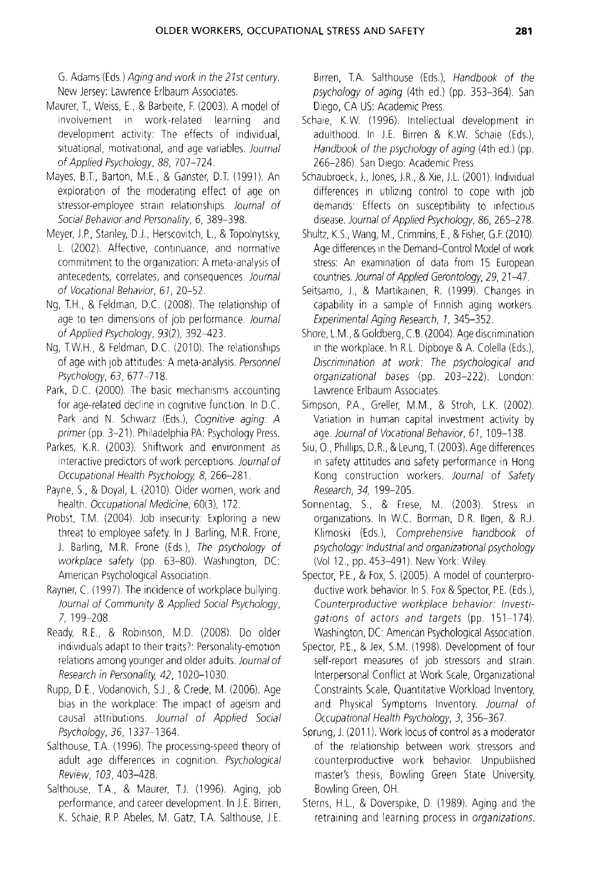G. Adams (Eds.) *Aging and work in the 21st century*. New Jersey: Lawrence Erlbaum Associates.

Maurer, T., Weiss, E., & Barbeite, F. (2003). A model of involvement in work-related learning and development activity: The effects of individual, situational, motivational, and age variables. *Journal of Applied Psychology, 88*, 707–724.

Mayes, B.T., Barton, M.E., & Ganster, D.T. (1991). An exploration of the moderating effect of age on stressor-employee strain relationships. *Journal of Social Behavior and Personality, 6*, 389–398.

Meyer, J.P., Stanley, D.J., Herscovitch, L., & Topolnytsky, L. (2002). Affective, continuance, and normative commitment to the organization: A meta-analysis of antecedents, correlates, and consequences. *Journal of Vocational Behavior, 61*, 20–52.

Ng, T.H., & Feldman, D.C. (2008). The relationship of age to ten dimensions of job performance. *Journal of Applied Psychology, 93*(2), 392–423.

Ng, T.W.H., & Feldman, D.C. (2010). The relationships of age with job attitudes: A meta-analysis. *Personnel Psychology, 63*, 677–718.

Park, D.C. (2000). The basic mechanisms accounting for age-related decline in cognitive function. In D.C. Park and N. Schwarz (Eds.), *Cognitive aging: A primer* (pp. 3–21). Philadelphia PA: Psychology Press.

Parkes, K.R. (2003). Shiftwork and environment as interactive predictors of work perceptions. *Journal of Occupational Health Psychology, 8*, 266–281.

Payne, S., & Doyal, L. (2010). Older women, work and health. *Occupational Medicine*, 60(3), 172.

Probst, T.M. (2004). Job insecurity: Exploring a new threat to employee safety. In J. Barling, M.R. Frone, J. Barling, M.R. Frone (Eds.), *The psychology of workplace safety* (pp. 63–80). Washington, DC: American Psychological Association.

Rayner, C. (1997). The incidence of workplace bullying. *Journal of Community & Applied Social Psychology, 7*, 199–208.

Ready, R.E., & Robinson, M.D. (2008). Do older individuals adapt to their traits?: Personality-emotion relations among younger and older adults. *Journal of Research in Personality, 42*, 1020–1030.

Rupp, D.E., Vodanovich, S.J., & Crede, M. (2006). Age bias in the workplace: The impact of ageism and causal attributions. *Journal of Applied Social Psychology, 36*, 1337–1364.

Salthouse, T.A. (1996). The processing-speed theory of adult age differences in cognition. *Psychological Review, 103*, 403–428.

Salthouse, T.A., & Maurer, T.J. (1996). Aging, job performance, and career development. In J.E. Birren, K. Schaie, R.P. Abeles, M. Gatz, T.A. Salthouse, J.E. Birren, T.A. Salthouse (Eds.), *Handbook of the psychology of aging* (4th ed.) (pp. 353–364). San Diego, CA US: Academic Press.

Schaie, K.W. (1996). Intellectual development in adulthood. In J.E. Birren & K.W. Schaie (Eds.), *Handbook of the psychology of aging* (4th ed.) (pp. 266–286). San Diego: Academic Press.

Schaubroeck, J., Jones, J.R., & Xie, J.L. (2001). Individual differences in utilizing control to cope with job demands: Effects on susceptibility to infectious disease. *Journal of Applied Psychology, 86*, 265–278.

Shultz, K.S., Wang, M., Crimmins, E., & Fisher, G.F. (2010). Age differences in the Demand–Control Model of work stress: An examination of data from 15 European countries. *Journal of Applied Gerontology, 29*, 21–47.

Seitsamo, J., & Martikainen, R. (1999). Changes in capability in a sample of Finnish aging workers. *Experimental Aging Research, 1*, 345–352.

Shore, L.M., & Goldberg, C.B. (2004). Age discrimination in the workplace. In R.L. Dipboye & A. Colella (Eds.), *Discrimination at work: The psychological and organizational bases* (pp. 203–222). London: Lawrence Erlbaum Associates.

Simpson, P.A., Greller, M.M., & Stroh, L.K. (2002). Variation in human capital investment activity by age. *Journal of Vocational Behavior, 61*, 109–138.

Siu, O., Phillips, D.R., & Leung, T. (2003). Age differences in safety attitudes and safety performance in Hong Kong construction workers. *Journal of Safety Research, 34*, 199–205.

Sonnentag, S., & Frese, M. (2003). Stress in organizations. In W.C. Borman, D.R. Ilgen, & R.J. Klimoski (Eds.), *Comprehensive handbook of psychology: Industrial and organizational psychology* (Vol 12., pp. 453–491). New York: Wiley.

Spector, P.E., & Fox, S. (2005). A model of counterproductive work behavior. In S. Fox & Spector, P.E. (Eds.), *Counterproductive workplace behavior: Investigations of actors and targets* (pp. 151–174). Washington, DC: American Psychological Association.

Spector, P.E., & Jex, S.M. (1998). Development of four self-report measures of job stressors and strain: Interpersonal Conflict at Work Scale, Organizational Constraints Scale, Quantitative Workload Inventory, and Physical Symptoms Inventory. *Journal of Occupational Health Psychology, 3*, 356–367.

Sprung, J. (2011). Work locus of control as a moderator of the relationship between work stressors and counterproductive work behavior. Unpublished master's thesis, Bowling Green State University, Bowling Green, OH.

Sterns, H.L., & Doverspike, D. (1989). Aging and the retraining and learning process in *organizations*.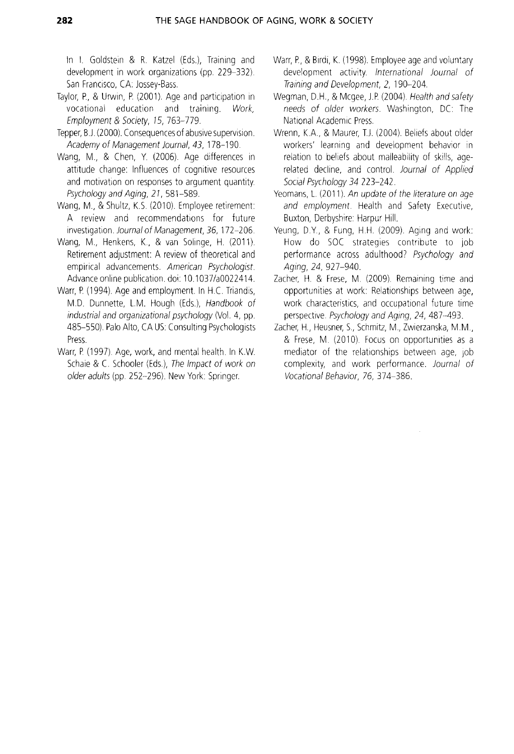In I. Goldstein & R. Katzel (Eds.), Training and development in work organizations (pp. 229–332). San Francisco, CA: Jossey-Bass.

Taylor, P., & Urwin, P. (2001). Age and participation in vocational education and training. *Work, Employment & Society*, *15*, 763–779.

Tepper, B.J. (2000). Consequences of abusive supervision. *Academy of Management Journal*, *43*, 178–190.

Wang, M., & Chen, Y. (2006). Age differences in attitude change: Influences of cognitive resources and motivation on responses to argument quantity. *Psychology and Aging*, *21*, 581–589.

Wang, M., & Shultz, K.S. (2010). Employee retirement: A review and recommendations for future investigation. *Journal of Management*, *36*, 172–206.

Wang, M., Henkens, K., & van Solinge, H. (2011). Retirement adjustment: A review of theoretical and empirical advancements. *American Psychologist*. Advance online publication. doi: 10.1037/a0022414.

Warr, P. (1994). Age and employment. In H.C. Triandis, M.D. Dunnette, L.M. Hough (Eds.), *Handbook of industrial and organizational psychology* (Vol. 4, pp. 485–550). Palo Alto, CA US: Consulting Psychologists Press.

Warr, P. (1997). Age, work, and mental health. In K.W. Schaie & C. Schooler (Eds.), *The Impact of work on older adults* (pp. 252–296). New York: Springer.

Warr, P., & Birdi, K. (1998). Employee age and voluntary development activity. *International Journal of Training and Development*, *2*, 190–204.

Wegman, D.H., & Mcgee, J.P. (2004). *Health and safety needs of older workers*. Washington, DC: The National Academic Press.

Wrenn, K.A., & Maurer, T.J. (2004). Beliefs about older workers' learning and development behavior in relation to beliefs about malleability of skills, age-related decline, and control. *Journal of Applied Social Psychology 34* 223–242.

Yeomans, L. (2011). *An update of the literature on age and employment*. Health and Safety Executive, Buxton, Derbyshire: Harpur Hill.

Yeung, D.Y., & Fung, H.H. (2009). Aging and work: How do SOC strategies contribute to job performance across adulthood? *Psychology and Aging*, *24*, 927–940.

Zacher, H. & Frese, M. (2009). Remaining time and opportunities at work: Relationships between age, work characteristics, and occupational future time perspective. *Psychology and Aging*, *24*, 487–493.

Zacher, H., Heusner, S., Schmitz, M., Zwierzanska, M.M., & Frese, M. (2010). Focus on opportunities as a mediator of the relationships between age, job complexity, and work performance. *Journal of Vocational Behavior*, *76*, 374–386.